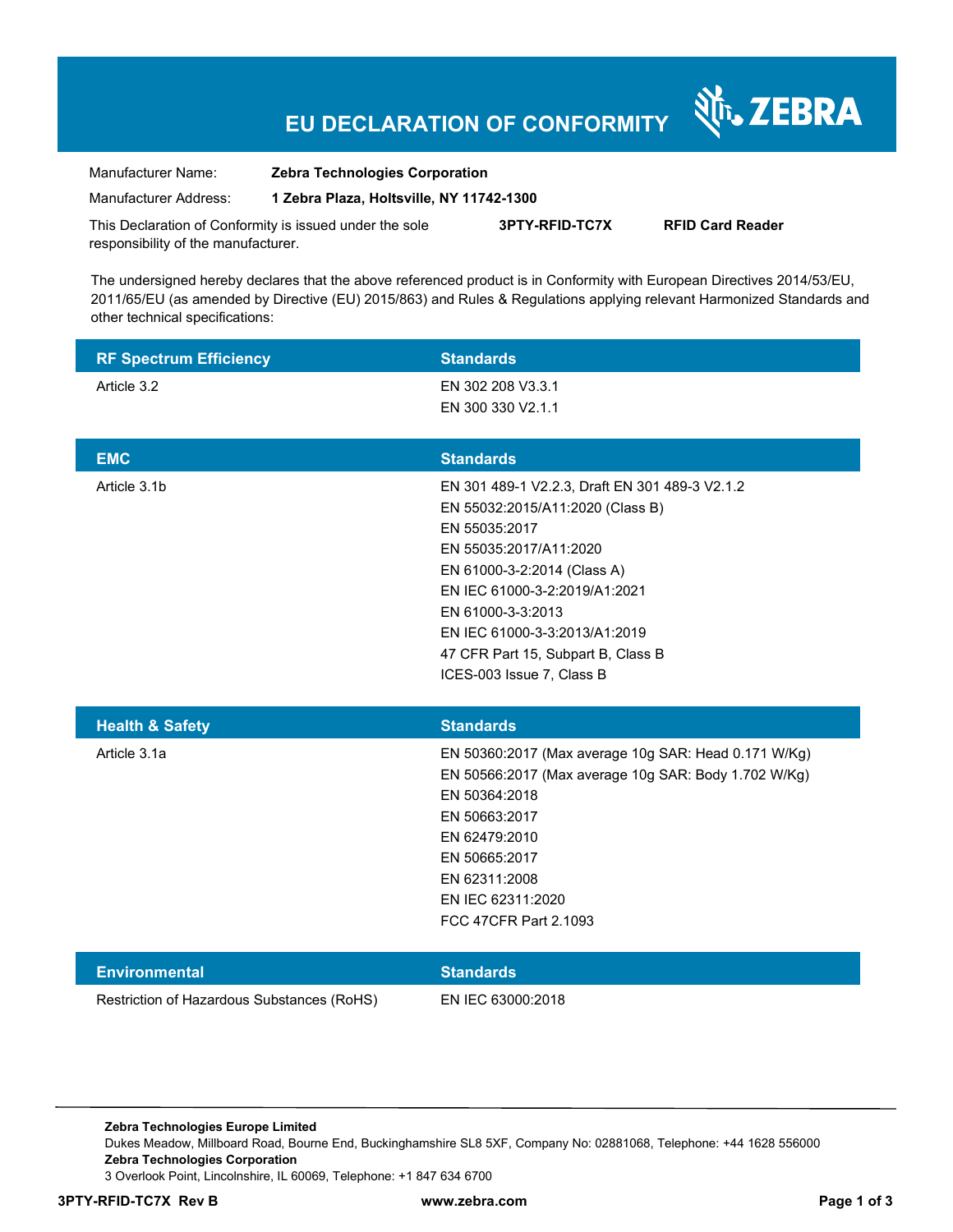# EU DECLARATION OF CONFORMITY

ZEBRA

Manufacturer Name: **Zebra Technologies Corporation**

Manufacturer Address: **1 Zebra Plaza, Holtsville, NY 11742-1300**

This Declaration of Conformity is issued under the sole responsibility of the manufacturer. **3PTY-RFID-TC7X** **RFID Card Reader**

The undersigned hereby declares that the above referenced product is in Conformity with European Directives 2014/53/EU, 2011/65/EU (as amended by Directive (EU) 2015/863) and Rules & Regulations applying relevant Harmonized Standards and other technical specifications:

| RF Spectrum Efficiency | Standards |
|---|---|
| Article 3.2 | EN 302 208 V3.3.1<br>EN 300 330 V2.1.1 |

| EMC | Standards |
|---|---|
| Article 3.1b | EN 301 489-1 V2.2.3, Draft EN 301 489-3 V2.1.2<br>EN 55032:2015/A11:2020 (Class B)<br>EN 55035:2017<br>EN 55035:2017/A11:2020<br>EN 61000-3-2:2014 (Class A)<br>EN IEC 61000-3-2:2019/A1:2021<br>EN 61000-3-3:2013<br>EN IEC 61000-3-3:2013/A1:2019<br>47 CFR Part 15, Subpart B, Class B<br>ICES-003 Issue 7, Class B |

| Health & Safety | Standards |
|---|---|
| Article 3.1a | EN 50360:2017 (Max average 10g SAR: Head 0.171 W/Kg)<br>EN 50566:2017 (Max average 10g SAR: Body 1.702 W/Kg)<br>EN 50364:2018<br>EN 50663:2017<br>EN 62479:2010<br>EN 50665:2017<br>EN 62311:2008<br>EN IEC 62311:2020<br>FCC 47CFR Part 2.1093 |

| Environmental | Standards |
|---|---|
| Restriction of Hazardous Substances (RoHS) | EN IEC 63000:2018 |

**Zebra Technologies Europe Limited**
Dukes Meadow, Millboard Road, Bourne End, Buckinghamshire SL8 5XF, Company No: 02881068, Telephone: +44 1628 556000
**Zebra Technologies Corporation**
3 Overlook Point, Lincolnshire, IL 60069, Telephone: +1 847 634 6700

3PTY-RFID-TC7X Rev B www.zebra.com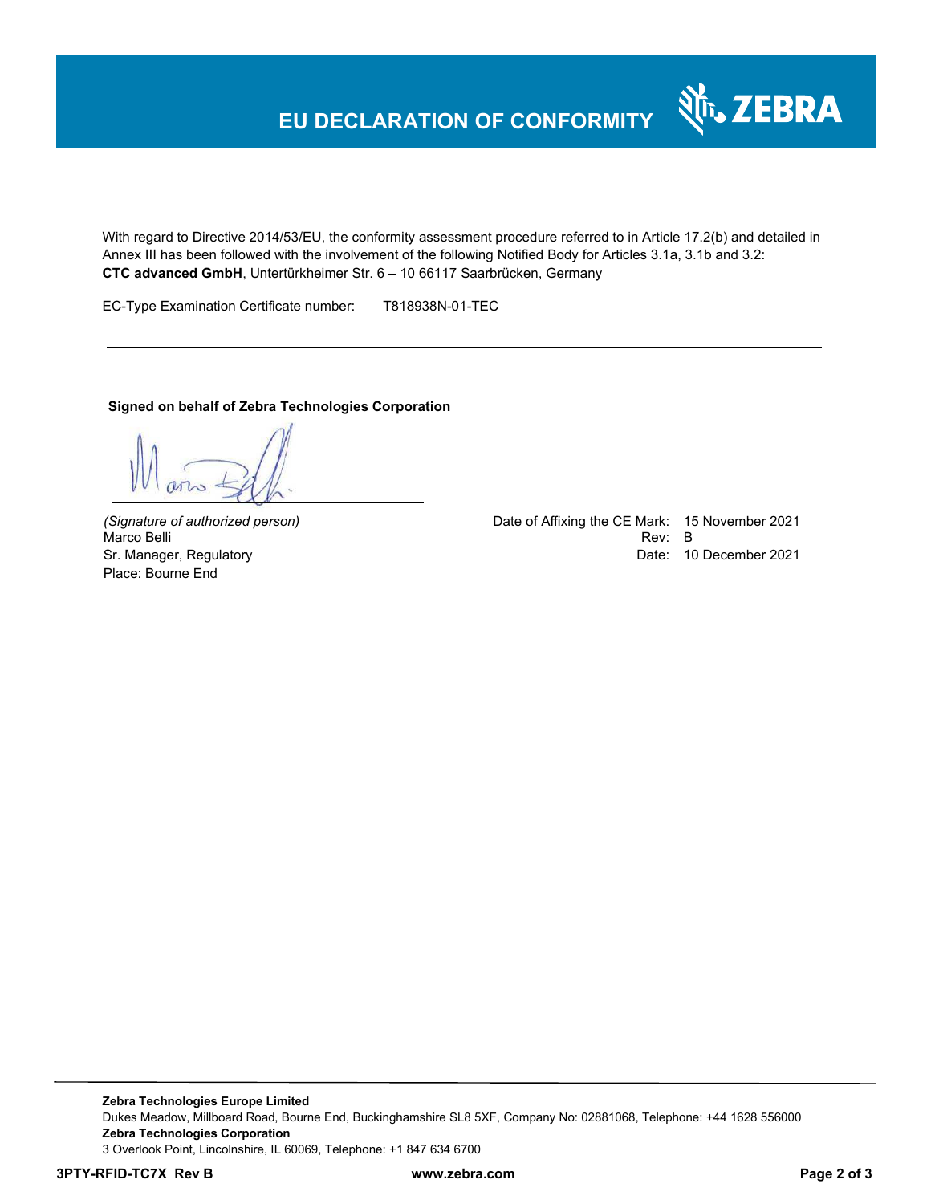# EU DECLARATION OF CONFORMITY

With regard to Directive 2014/53/EU, the conformity assessment procedure referred to in Article 17.2(b) and detailed in Annex III has been followed with the involvement of the following Notified Body for Articles 3.1a, 3.1b and 3.2:
**CTC advanced GmbH**, Untertürkheimer Str. 6 – 10 66117 Saarbrücken, Germany

EC-Type Examination Certificate number: T818938N-01-TEC

---

**Signed on behalf of Zebra Technologies Corporation**

*(Signature of authorized person)*
Marco Belli
Sr. Manager, Regulatory
Place: Bourne End

Date of Affixing the CE Mark: 15 November 2021
Rev: B
Date: 10 December 2021

**Zebra Technologies Europe Limited**
Dukes Meadow, Millboard Road, Bourne End, Buckinghamshire SL8 5XF, Company No: 02881068, Telephone: +44 1628 556000
**Zebra Technologies Corporation**
3 Overlook Point, Lincolnshire, IL 60069, Telephone: +1 847 634 6700

**3PTY-RFID-TC7X Rev B** **www.zebra.com**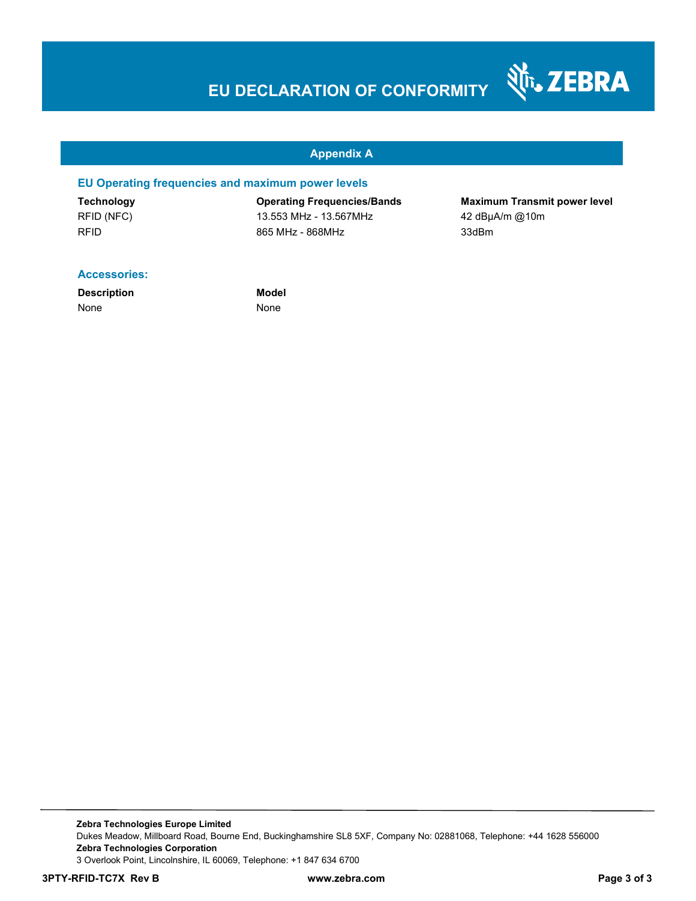## Appendix A

### EU Operating frequencies and maximum power levels

| Technology | Operating Frequencies/Bands | Maximum Transmit power level |
|---|---|---|
| RFID (NFC) | 13.553 MHz - 13.567MHz | 42 dBµA/m @10m |
| RFID | 865 MHz - 868MHz | 33dBm |

### Accessories:

| Description | Model |
|---|---|
| None | None |

**Zebra Technologies Europe Limited**
Dukes Meadow, Millboard Road, Bourne End, Buckinghamshire SL8 5XF, Company No: 02881068, Telephone: +44 1628 556000
**Zebra Technologies Corporation**
3 Overlook Point, Lincolnshire, IL 60069, Telephone: +1 847 634 6700